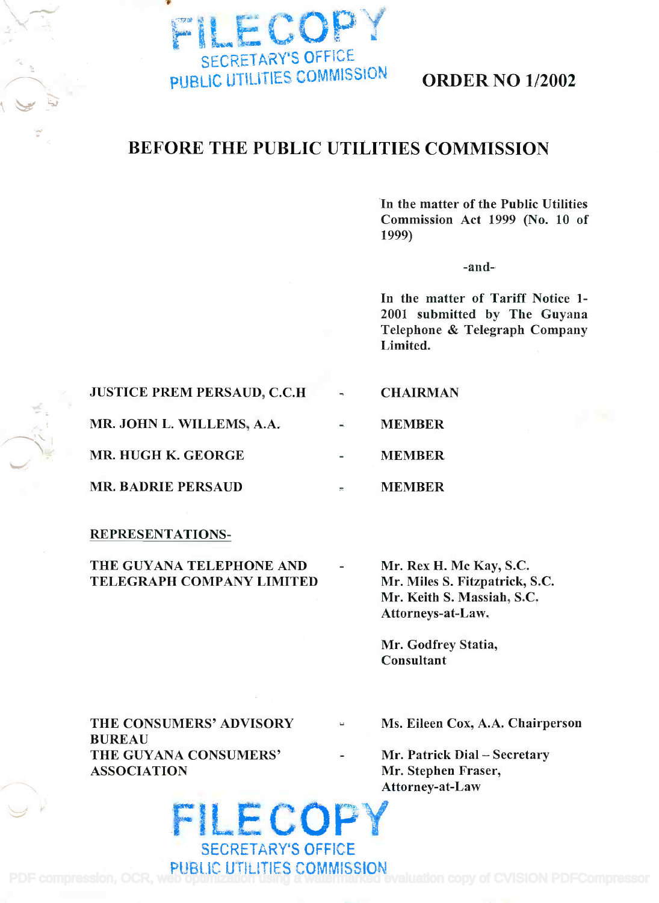**ORDER NO 1/2002**

# BEFORE THE PUBLIC UTILITIES COMMISSION

In the matter of the Public Utilities Commission Act 1999 (No. 10 of 1999)

-and-

In the matter of Tariff Notice 1-2001 submitted by The Guyana Telephone & Telegraph Company Limited.

| | | |
|---|---|---|
| **JUSTICE PREM PERSAUD, C.C.H** | - | **CHAIRMAN** |
| **MR. JOHN L. WILLEMS, A.A.** | - | **MEMBER** |
| **MR. HUGH K. GEORGE** | - | **MEMBER** |
| **MR. BADRIE PERSAUD** | - | **MEMBER** |

**REPRESENTATIONS-**

| | | |
|---|---|---|
| **THE GUYANA TELEPHONE AND TELEGRAPH COMPANY LIMITED** | - | **Mr. Rex H. Mc Kay, S.C.**<br>**Mr. Miles S. Fitzpatrick, S.C.**<br>**Mr. Keith S. Massiah, S.C.**<br>**Attorneys-at-Law.**<br><br>**Mr. Godfrey Statia,**<br>**Consultant** |
| **THE CONSUMERS' ADVISORY BUREAU** | - | **Ms. Eileen Cox, A.A. Chairperson** |
| **THE GUYANA CONSUMERS' ASSOCIATION** | - | **Mr. Patrick Dial – Secretary**<br>**Mr. Stephen Fraser,**<br>**Attorney-at-Law** |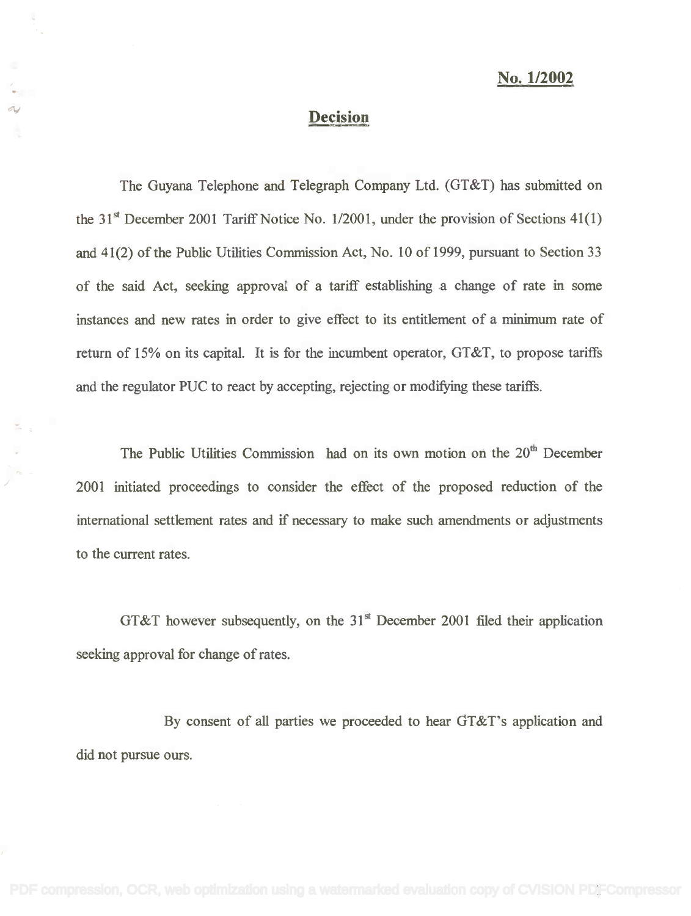**No. 1/2002**

## Decision

The Guyana Telephone and Telegraph Company Ltd. (GT&T) has submitted on the 31st December 2001 Tariff Notice No. 1/2001, under the provision of Sections 41(1) and 41(2) of the Public Utilities Commission Act, No. 10 of 1999, pursuant to Section 33 of the said Act, seeking approval of a tariff establishing a change of rate in some instances and new rates in order to give effect to its entitlement of a minimum rate of return of 15% on its capital. It is for the incumbent operator, GT&T, to propose tariffs and the regulator PUC to react by accepting, rejecting or modifying these tariffs.

The Public Utilities Commission had on its own motion on the 20th December 2001 initiated proceedings to consider the effect of the proposed reduction of the international settlement rates and if necessary to make such amendments or adjustments to the current rates.

GT&T however subsequently, on the 31st December 2001 filed their application seeking approval for change of rates.

By consent of all parties we proceeded to hear GT&T's application and did not pursue ours.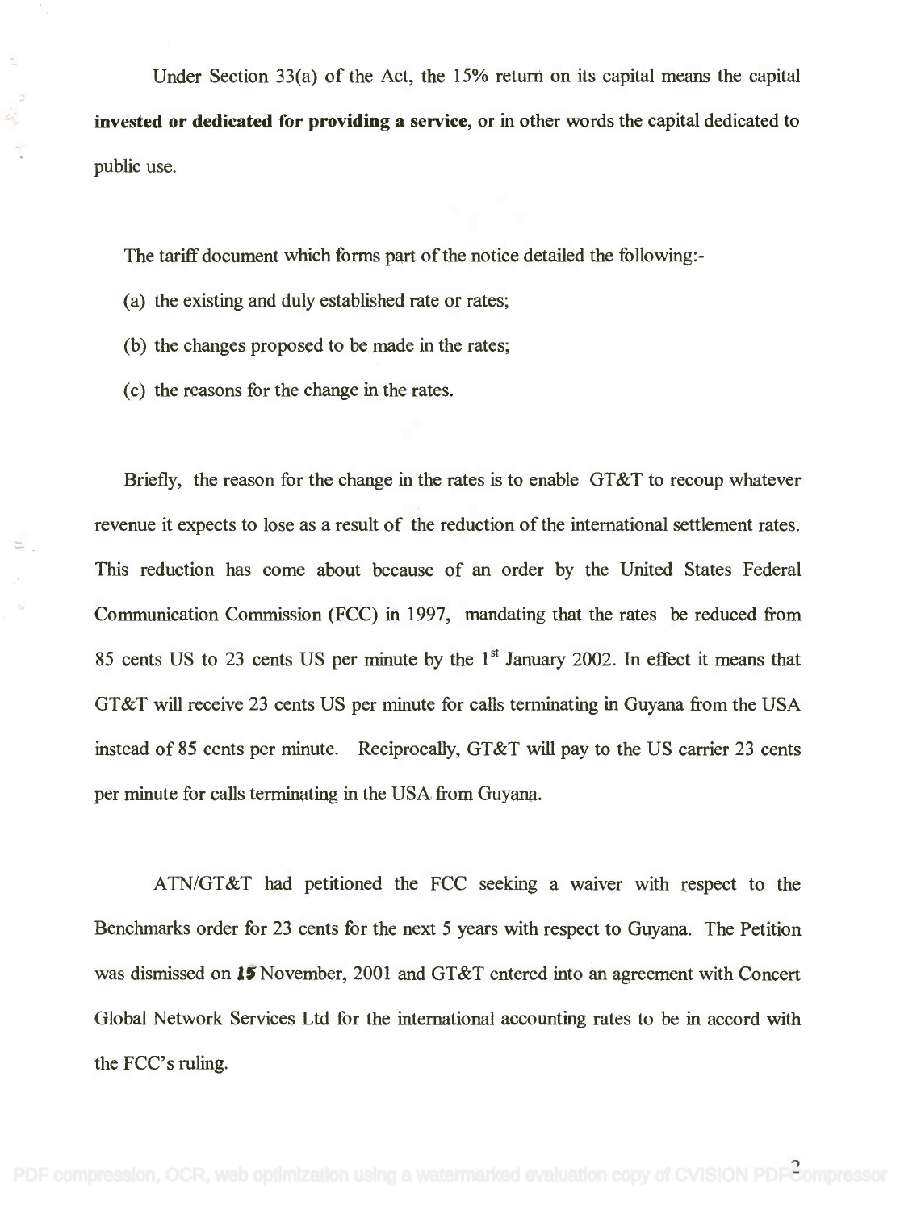Under Section 33(a) of the Act, the 15% return on its capital means the capital **invested or dedicated for providing a service**, or in other words the capital dedicated to public use.

The tariff document which forms part of the notice detailed the following:-

(a) the existing and duly established rate or rates;

(b) the changes proposed to be made in the rates;

(c) the reasons for the change in the rates.

Briefly, the reason for the change in the rates is to enable GT&T to recoup whatever revenue it expects to lose as a result of the reduction of the international settlement rates. This reduction has come about because of an order by the United States Federal Communication Commission (FCC) in 1997, mandating that the rates be reduced from 85 cents US to 23 cents US per minute by the 1st January 2002. In effect it means that GT&T will receive 23 cents US per minute for calls terminating in Guyana from the USA instead of 85 cents per minute. Reciprocally, GT&T will pay to the US carrier 23 cents per minute for calls terminating in the USA from Guyana.

ATN/GT&T had petitioned the FCC seeking a waiver with respect to the Benchmarks order for 23 cents for the next 5 years with respect to Guyana. The Petition was dismissed on **15** November, 2001 and GT&T entered into an agreement with Concert Global Network Services Ltd for the international accounting rates to be in accord with the FCC's ruling.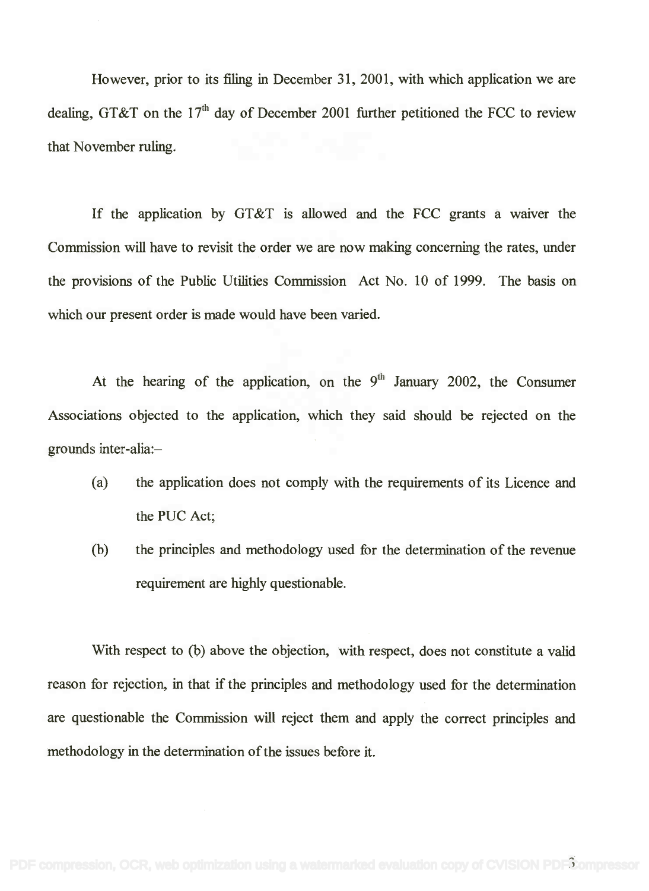However, prior to its filing in December 31, 2001, with which application we are dealing, GT&T on the 17th day of December 2001 further petitioned the FCC to review that November ruling.

If the application by GT&T is allowed and the FCC grants a waiver the Commission will have to revisit the order we are now making concerning the rates, under the provisions of the Public Utilities Commission Act No. 10 of 1999. The basis on which our present order is made would have been varied.

At the hearing of the application, on the 9th January 2002, the Consumer Associations objected to the application, which they said should be rejected on the grounds inter-alia:–

(a) the application does not comply with the requirements of its Licence and the PUC Act;

(b) the principles and methodology used for the determination of the revenue requirement are highly questionable.

With respect to (b) above the objection, with respect, does not constitute a valid reason for rejection, in that if the principles and methodology used for the determination are questionable the Commission will reject them and apply the correct principles and methodology in the determination of the issues before it.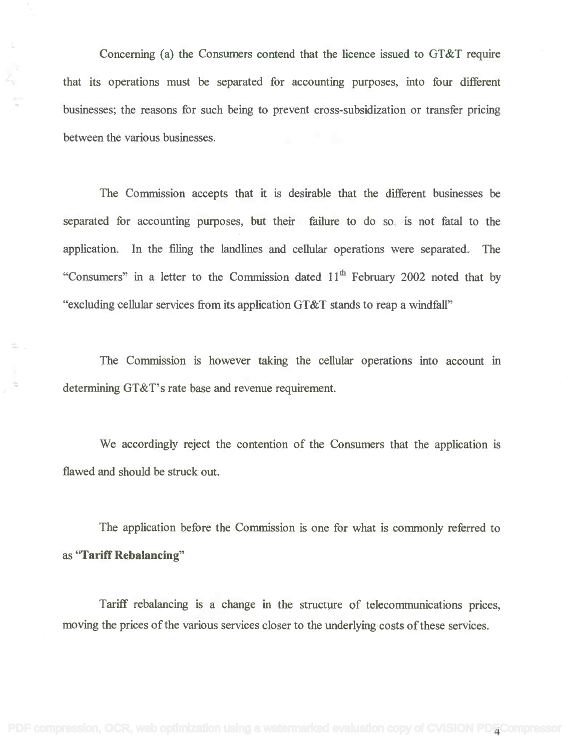Concerning (a) the Consumers contend that the licence issued to GT&T require that its operations must be separated for accounting purposes, into four different businesses; the reasons for such being to prevent cross-subsidization or transfer pricing between the various businesses.

The Commission accepts that it is desirable that the different businesses be separated for accounting purposes, but their failure to do so, is not fatal to the application. In the filing the landlines and cellular operations were separated. The "Consumers" in a letter to the Commission dated 11th February 2002 noted that by "excluding cellular services from its application GT&T stands to reap a windfall"

The Commission is however taking the cellular operations into account in determining GT&T's rate base and revenue requirement.

We accordingly reject the contention of the Consumers that the application is flawed and should be struck out.

The application before the Commission is one for what is commonly referred to as **"Tariff Rebalancing"**

Tariff rebalancing is a change in the structure of telecommunications prices, moving the prices of the various services closer to the underlying costs of these services.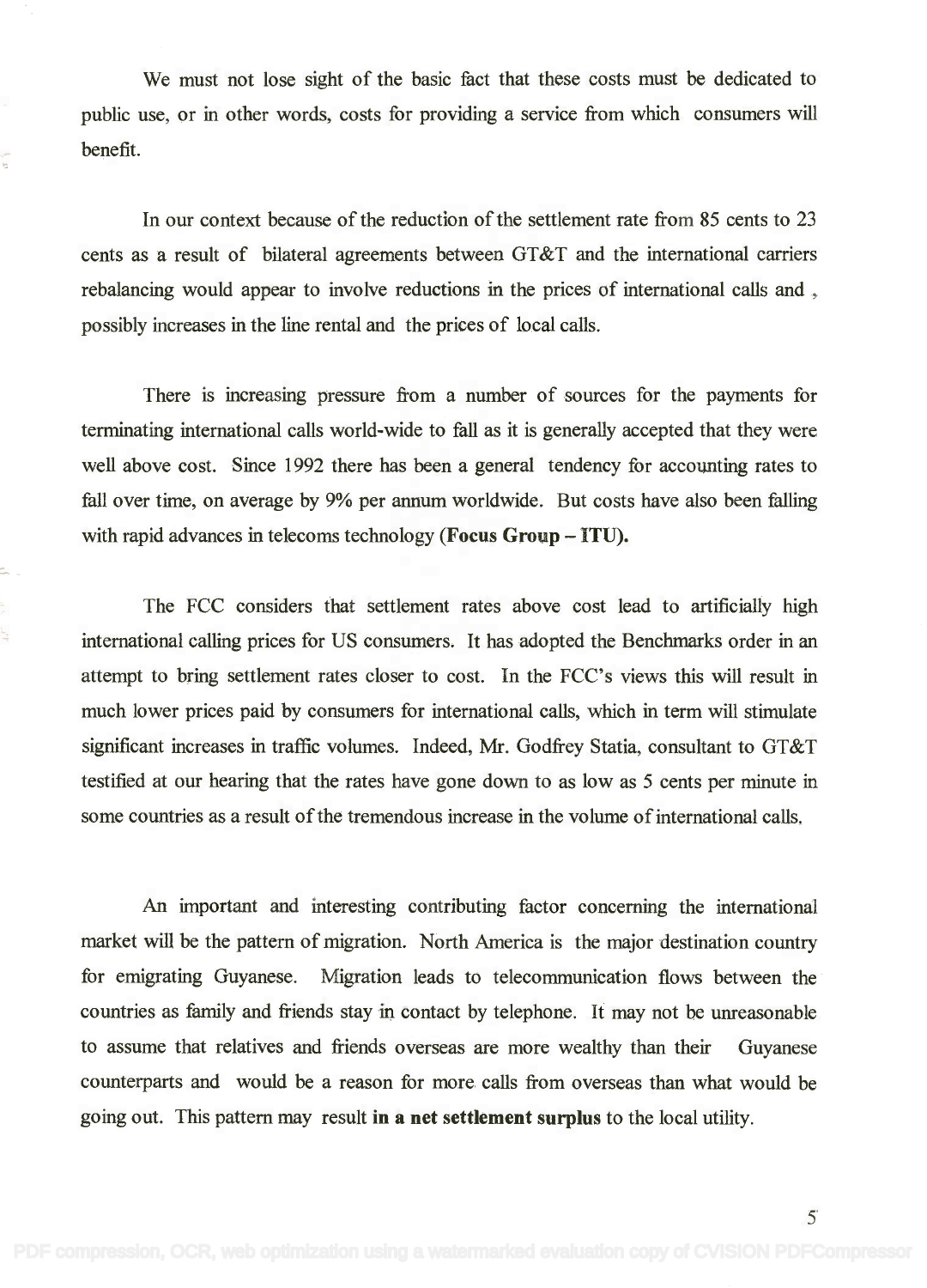We must not lose sight of the basic fact that these costs must be dedicated to public use, or in other words, costs for providing a service from which consumers will benefit.

In our context because of the reduction of the settlement rate from 85 cents to 23 cents as a result of bilateral agreements between GT&T and the international carriers rebalancing would appear to involve reductions in the prices of international calls and , possibly increases in the line rental and the prices of local calls.

There is increasing pressure from a number of sources for the payments for terminating international calls world-wide to fall as it is generally accepted that they were well above cost. Since 1992 there has been a general tendency for accounting rates to fall over time, on average by 9% per annum worldwide. But costs have also been falling with rapid advances in telecoms technology (**Focus Group – ITU).**

The FCC considers that settlement rates above cost lead to artificially high international calling prices for US consumers. It has adopted the Benchmarks order in an attempt to bring settlement rates closer to cost. In the FCC's views this will result in much lower prices paid by consumers for international calls, which in term will stimulate significant increases in traffic volumes. Indeed, Mr. Godfrey Statia, consultant to GT&T testified at our hearing that the rates have gone down to as low as 5 cents per minute in some countries as a result of the tremendous increase in the volume of international calls.

An important and interesting contributing factor concerning the international market will be the pattern of migration. North America is the major destination country for emigrating Guyanese. Migration leads to telecommunication flows between the countries as family and friends stay in contact by telephone. It may not be unreasonable to assume that relatives and friends overseas are more wealthy than their Guyanese counterparts and would be a reason for more calls from overseas than what would be going out. This pattern may result **in a net settlement surplus** to the local utility.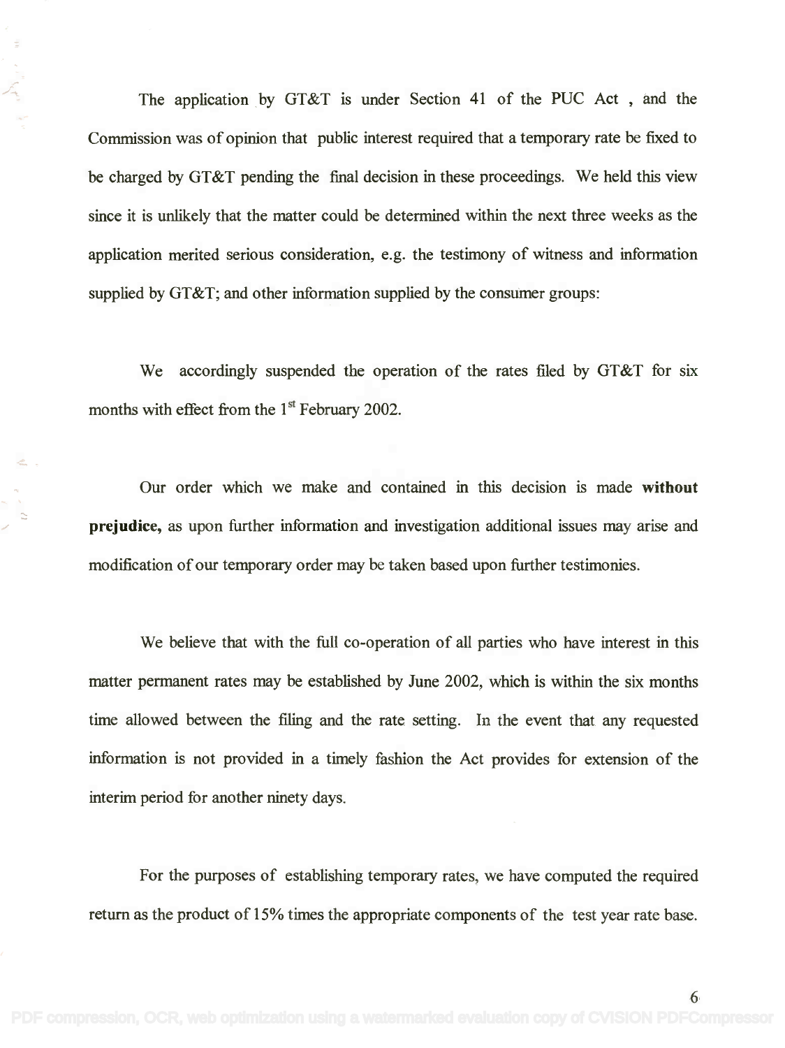The application by GT&T is under Section 41 of the PUC Act , and the Commission was of opinion that public interest required that a temporary rate be fixed to be charged by GT&T pending the final decision in these proceedings. We held this view since it is unlikely that the matter could be determined within the next three weeks as the application merited serious consideration, e.g. the testimony of witness and information supplied by GT&T; and other information supplied by the consumer groups:

We accordingly suspended the operation of the rates filed by GT&T for six months with effect from the 1st February 2002.

Our order which we make and contained in this decision is made **without prejudice,** as upon further information and investigation additional issues may arise and modification of our temporary order may be taken based upon further testimonies.

We believe that with the full co-operation of all parties who have interest in this matter permanent rates may be established by June 2002, which is within the six months time allowed between the filing and the rate setting. In the event that any requested information is not provided in a timely fashion the Act provides for extension of the interim period for another ninety days.

For the purposes of establishing temporary rates, we have computed the required return as the product of 15% times the appropriate components of the test year rate base.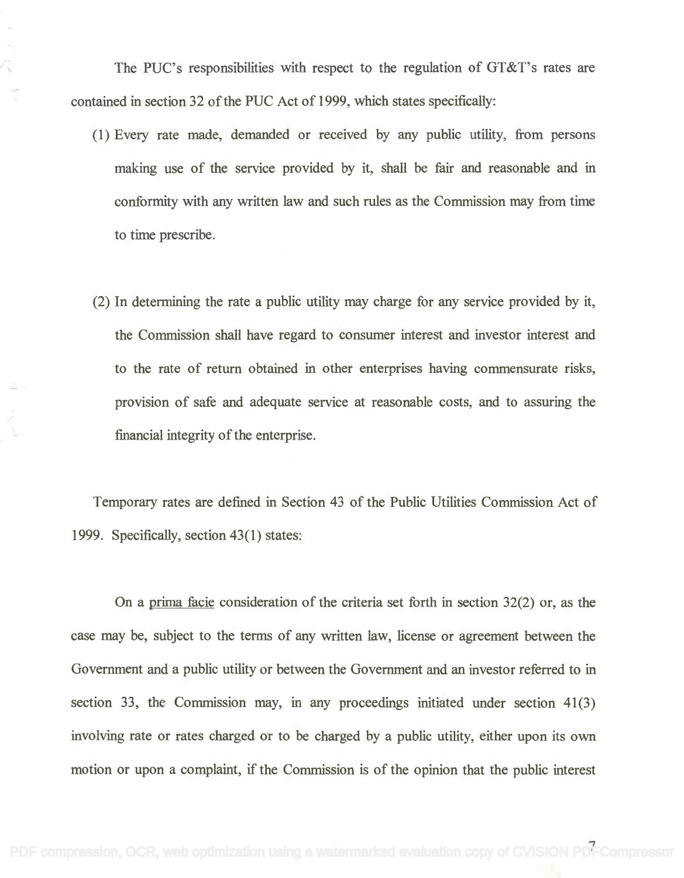The PUC's responsibilities with respect to the regulation of GT&T's rates are contained in section 32 of the PUC Act of 1999, which states specifically:

(1) Every rate made, demanded or received by any public utility, from persons making use of the service provided by it, shall be fair and reasonable and in conformity with any written law and such rules as the Commission may from time to time prescribe.

(2) In determining the rate a public utility may charge for any service provided by it, the Commission shall have regard to consumer interest and investor interest and to the rate of return obtained in other enterprises having commensurate risks, provision of safe and adequate service at reasonable costs, and to assuring the financial integrity of the enterprise.

Temporary rates are defined in Section 43 of the Public Utilities Commission Act of 1999. Specifically, section 43(1) states:

On a prima facie consideration of the criteria set forth in section 32(2) or, as the case may be, subject to the terms of any written law, license or agreement between the Government and a public utility or between the Government and an investor referred to in section 33, the Commission may, in any proceedings initiated under section 41(3) involving rate or rates charged or to be charged by a public utility, either upon its own motion or upon a complaint, if the Commission is of the opinion that the public interest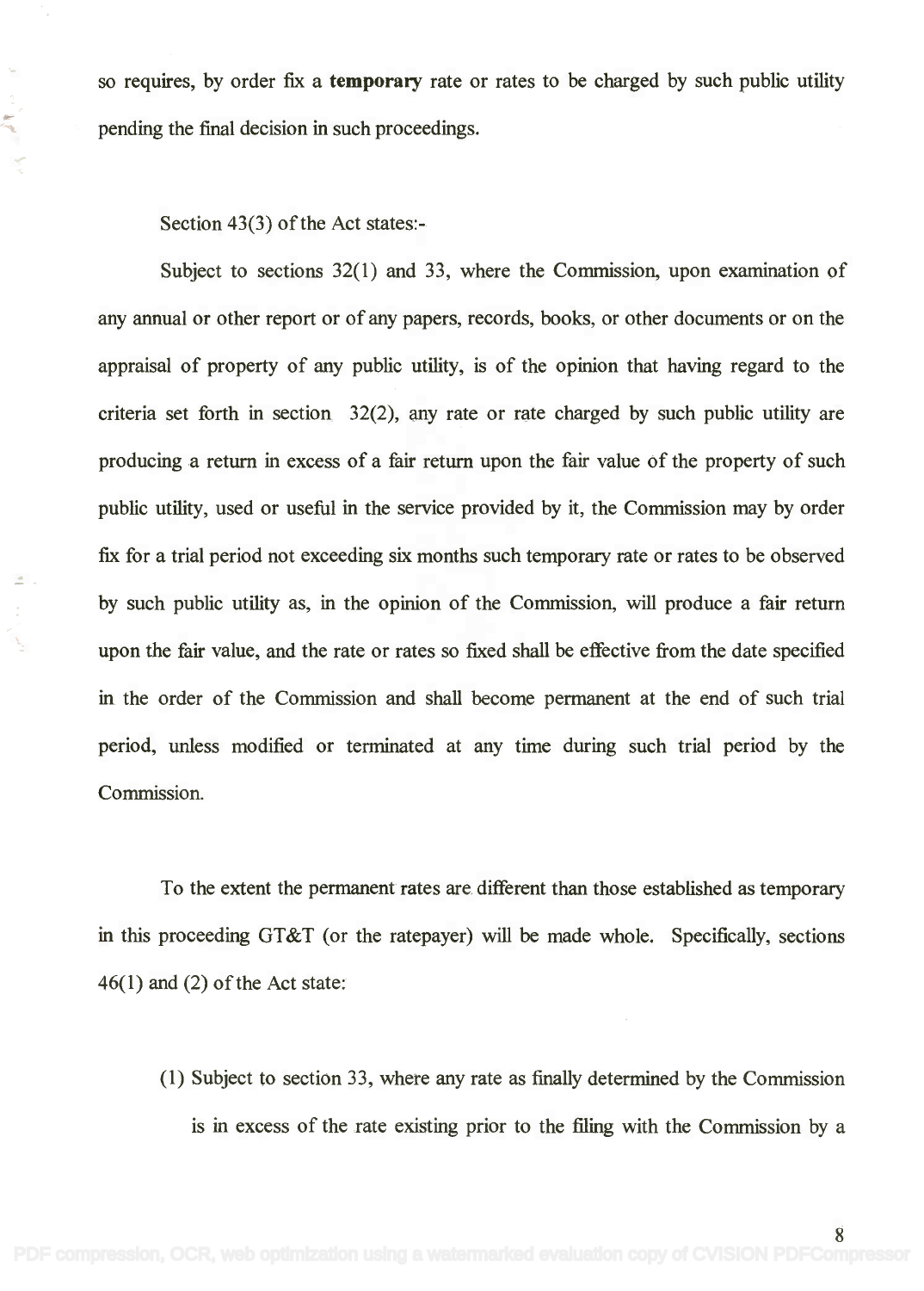so requires, by order fix a **temporary** rate or rates to be charged by such public utility pending the final decision in such proceedings.

Section 43(3) of the Act states:-

Subject to sections 32(1) and 33, where the Commission, upon examination of any annual or other report or of any papers, records, books, or other documents or on the appraisal of property of any public utility, is of the opinion that having regard to the criteria set forth in section 32(2), any rate or rate charged by such public utility are producing a return in excess of a fair return upon the fair value of the property of such public utility, used or useful in the service provided by it, the Commission may by order fix for a trial period not exceeding six months such temporary rate or rates to be observed by such public utility as, in the opinion of the Commission, will produce a fair return upon the fair value, and the rate or rates so fixed shall be effective from the date specified in the order of the Commission and shall become permanent at the end of such trial period, unless modified or terminated at any time during such trial period by the Commission.

To the extent the permanent rates are different than those established as temporary in this proceeding GT&T (or the ratepayer) will be made whole. Specifically, sections 46(1) and (2) of the Act state:

(1) Subject to section 33, where any rate as finally determined by the Commission is in excess of the rate existing prior to the filing with the Commission by a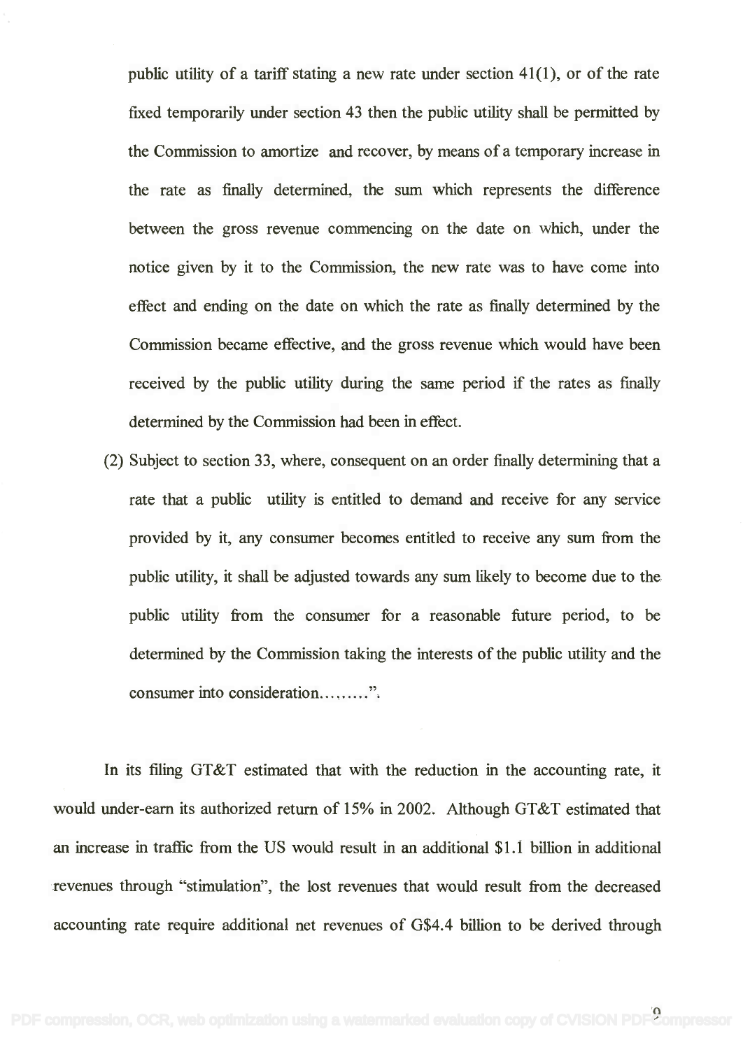public utility of a tariff stating a new rate under section 41(1), or of the rate fixed temporarily under section 43 then the public utility shall be permitted by the Commission to amortize and recover, by means of a temporary increase in the rate as finally determined, the sum which represents the difference between the gross revenue commencing on the date on which, under the notice given by it to the Commission, the new rate was to have come into effect and ending on the date on which the rate as finally determined by the Commission became effective, and the gross revenue which would have been received by the public utility during the same period if the rates as finally determined by the Commission had been in effect.

(2) Subject to section 33, where, consequent on an order finally determining that a rate that a public utility is entitled to demand and receive for any service provided by it, any consumer becomes entitled to receive any sum from the public utility, it shall be adjusted towards any sum likely to become due to the public utility from the consumer for a reasonable future period, to be determined by the Commission taking the interests of the public utility and the consumer into consideration.........".

In its filing GT&T estimated that with the reduction in the accounting rate, it would under-earn its authorized return of 15% in 2002. Although GT&T estimated that an increase in traffic from the US would result in an additional $1.1 billion in additional revenues through "stimulation", the lost revenues that would result from the decreased accounting rate require additional net revenues of G$4.4 billion to be derived through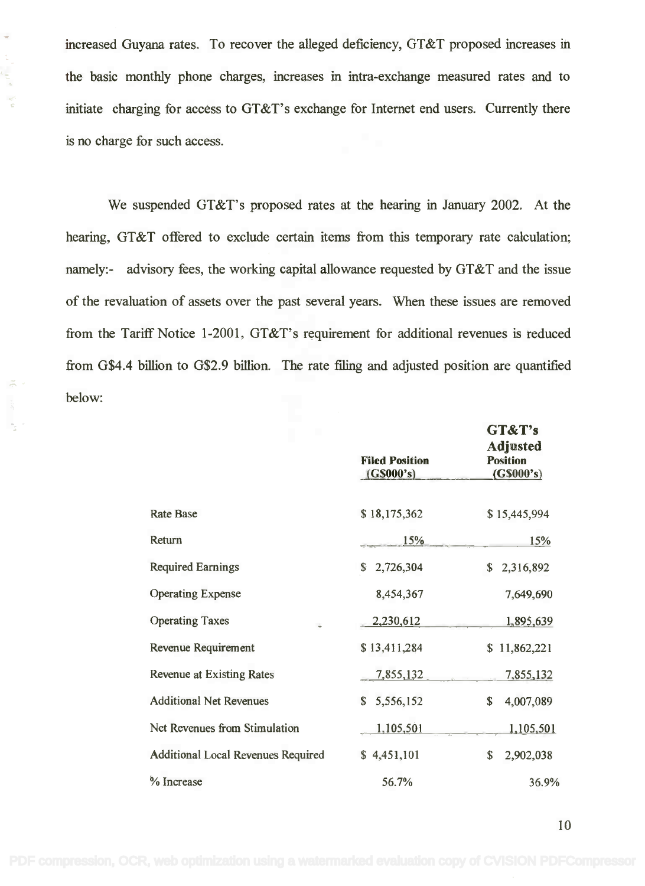increased Guyana rates. To recover the alleged deficiency, GT&T proposed increases in the basic monthly phone charges, increases in intra-exchange measured rates and to initiate charging for access to GT&T's exchange for Internet end users. Currently there is no charge for such access.

We suspended GT&T's proposed rates at the hearing in January 2002. At the hearing, GT&T offered to exclude certain items from this temporary rate calculation; namely:- advisory fees, the working capital allowance requested by GT&T and the issue of the revaluation of assets over the past several years. When these issues are removed from the Tariff Notice 1-2001, GT&T's requirement for additional revenues is reduced from G$4.4 billion to G$2.9 billion. The rate filing and adjusted position are quantified below:

| | Filed Position (G$000's) | GT&T's Adjusted Position (G$000's) |
|---|---|---|
| Rate Base | $ 18,175,362 | $ 15,445,994 |
| Return | 15% | 15% |
| Required Earnings | $ 2,726,304 | $ 2,316,892 |
| Operating Expense | 8,454,367 | 7,649,690 |
| Operating Taxes | 2,230,612 | 1,895,639 |
| Revenue Requirement | $ 13,411,284 | $ 11,862,221 |
| Revenue at Existing Rates | 7,855,132 | 7,855,132 |
| Additional Net Revenues | $ 5,556,152 | $ 4,007,089 |
| Net Revenues from Stimulation | 1,105,501 | 1,105,501 |
| Additional Local Revenues Required | $ 4,451,101 | $ 2,902,038 |
| % Increase | 56.7% | 36.9% |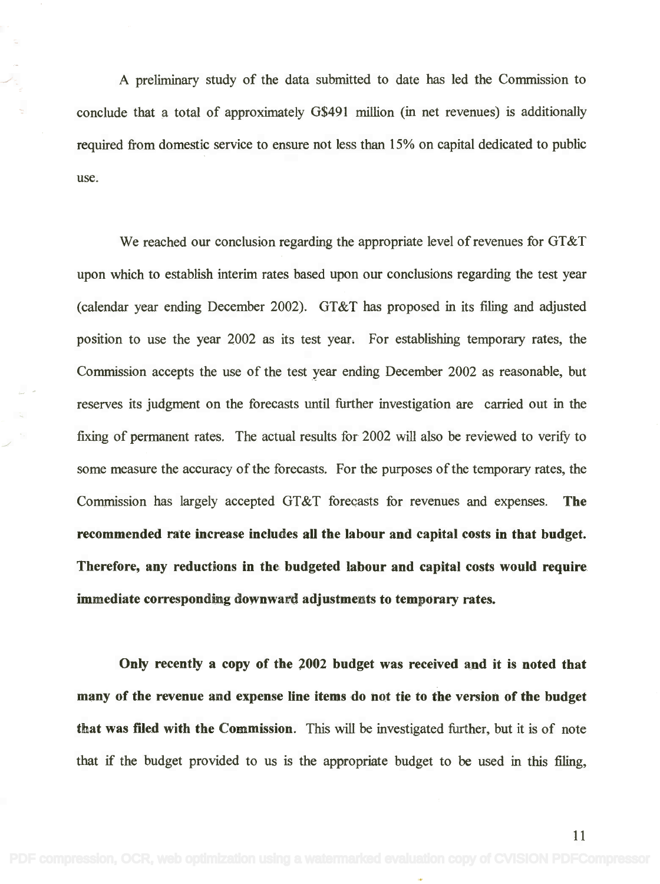A preliminary study of the data submitted to date has led the Commission to conclude that a total of approximately G$491 million (in net revenues) is additionally required from domestic service to ensure not less than 15% on capital dedicated to public use.

We reached our conclusion regarding the appropriate level of revenues for GT&T upon which to establish interim rates based upon our conclusions regarding the test year (calendar year ending December 2002). GT&T has proposed in its filing and adjusted position to use the year 2002 as its test year. For establishing temporary rates, the Commission accepts the use of the test year ending December 2002 as reasonable, but reserves its judgment on the forecasts until further investigation are carried out in the fixing of permanent rates. The actual results for 2002 will also be reviewed to verify to some measure the accuracy of the forecasts. For the purposes of the temporary rates, the Commission has largely accepted GT&T forecasts for revenues and expenses. **The recommended rate increase includes all the labour and capital costs in that budget. Therefore, any reductions in the budgeted labour and capital costs would require immediate corresponding downward adjustments to temporary rates.**

**Only recently a copy of the 2002 budget was received and it is noted that many of the revenue and expense line items do not tie to the version of the budget that was filed with the Commission**. This will be investigated further, but it is of note that if the budget provided to us is the appropriate budget to be used in this filing,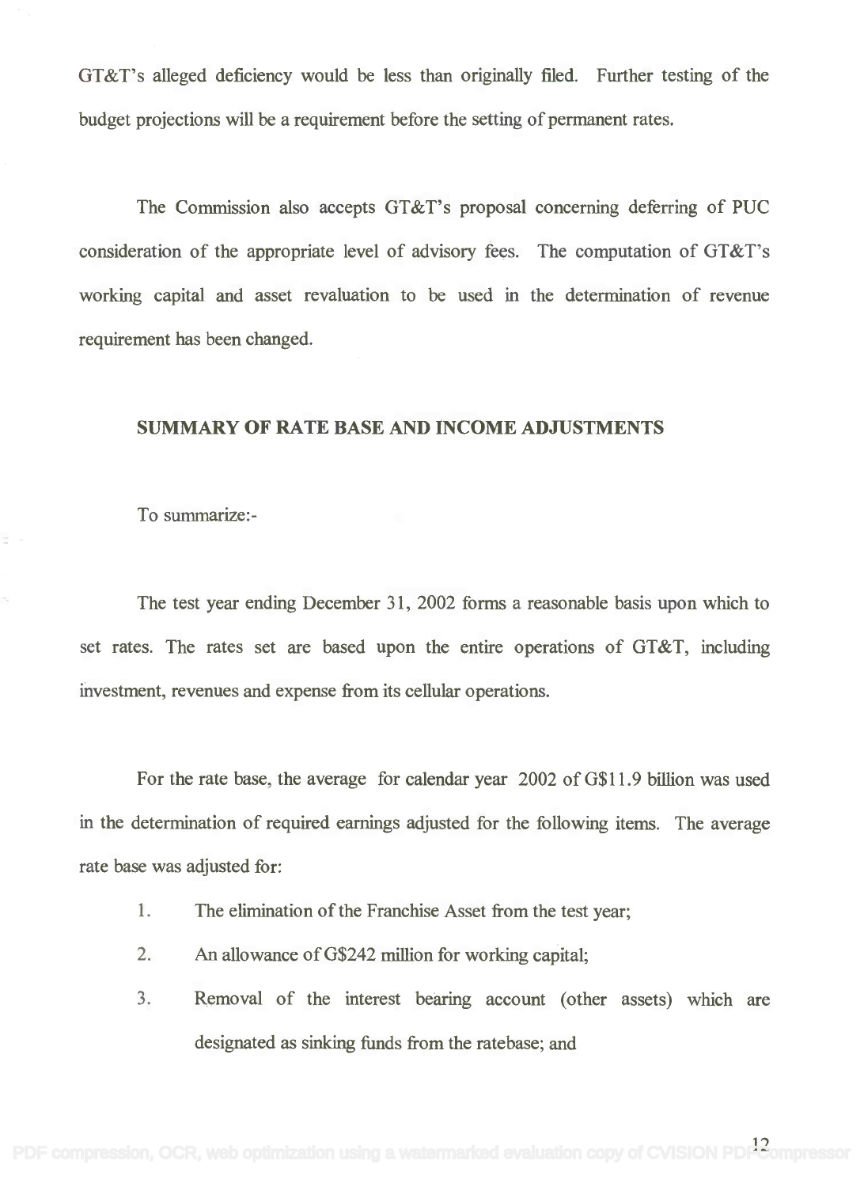GT&T's alleged deficiency would be less than originally filed. Further testing of the budget projections will be a requirement before the setting of permanent rates.

The Commission also accepts GT&T's proposal concerning deferring of PUC consideration of the appropriate level of advisory fees. The computation of GT&T's working capital and asset revaluation to be used in the determination of revenue requirement has been changed.

## SUMMARY OF RATE BASE AND INCOME ADJUSTMENTS

To summarize:-

The test year ending December 31, 2002 forms a reasonable basis upon which to set rates. The rates set are based upon the entire operations of GT&T, including investment, revenues and expense from its cellular operations.

For the rate base, the average for calendar year 2002 of G$11.9 billion was used in the determination of required earnings adjusted for the following items. The average rate base was adjusted for:

1. The elimination of the Franchise Asset from the test year;
2. An allowance of G$242 million for working capital;
3. Removal of the interest bearing account (other assets) which are designated as sinking funds from the ratebase; and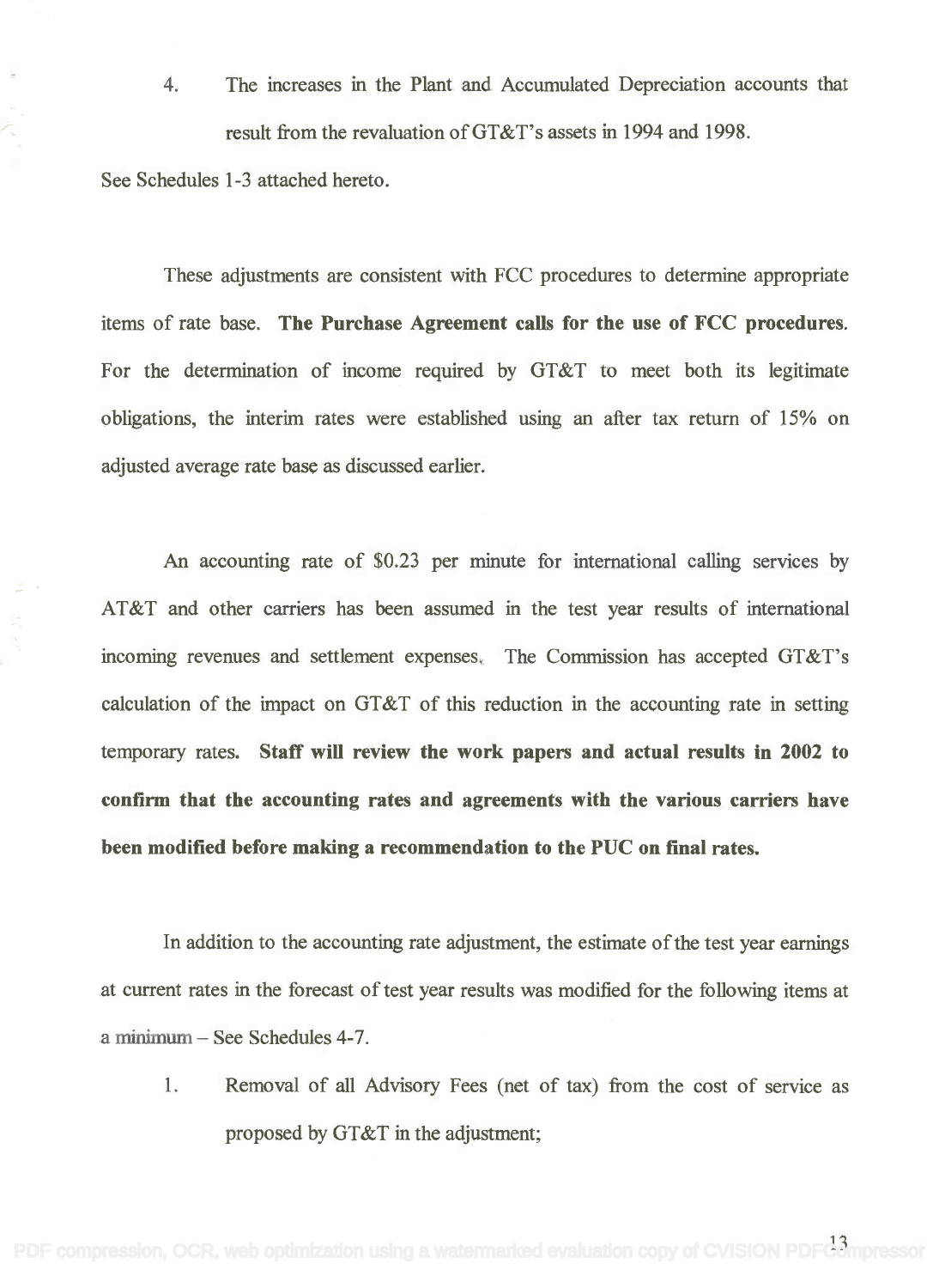4. The increases in the Plant and Accumulated Depreciation accounts that result from the revaluation of GT&T's assets in 1994 and 1998.

See Schedules 1-3 attached hereto.

These adjustments are consistent with FCC procedures to determine appropriate items of rate base. **The Purchase Agreement calls for the use of FCC procedures.** For the determination of income required by GT&T to meet both its legitimate obligations, the interim rates were established using an after tax return of 15% on adjusted average rate base as discussed earlier.

An accounting rate of $0.23 per minute for international calling services by AT&T and other carriers has been assumed in the test year results of international incoming revenues and settlement expenses. The Commission has accepted GT&T's calculation of the impact on GT&T of this reduction in the accounting rate in setting temporary rates. **Staff will review the work papers and actual results in 2002 to confirm that the accounting rates and agreements with the various carriers have been modified before making a recommendation to the PUC on final rates.**

In addition to the accounting rate adjustment, the estimate of the test year earnings at current rates in the forecast of test year results was modified for the following items at a minimum – See Schedules 4-7.

1. Removal of all Advisory Fees (net of tax) from the cost of service as proposed by GT&T in the adjustment;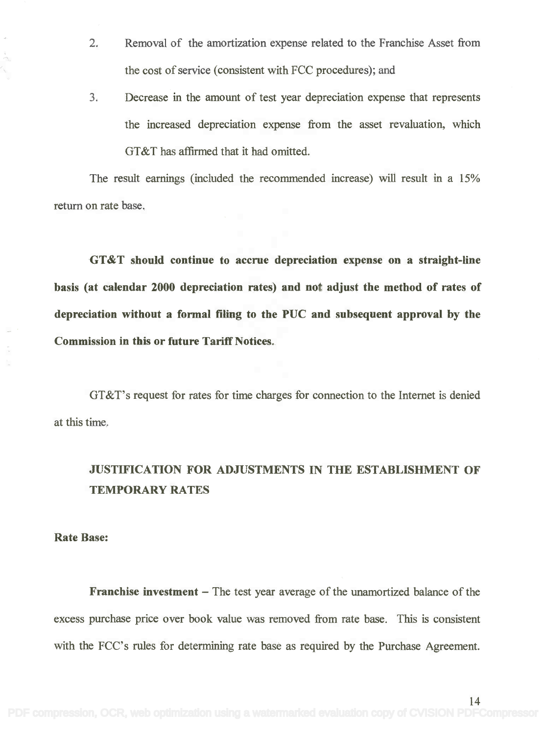2. Removal of the amortization expense related to the Franchise Asset from the cost of service (consistent with FCC procedures); and

3. Decrease in the amount of test year depreciation expense that represents the increased depreciation expense from the asset revaluation, which GT&T has affirmed that it had omitted.

The result earnings (included the recommended increase) will result in a 15% return on rate base.

**GT&T should continue to accrue depreciation expense on a straight-line basis (at calendar 2000 depreciation rates) and not adjust the method of rates of depreciation without a formal filing to the PUC and subsequent approval by the Commission in this or future Tariff Notices.**

GT&T's request for rates for time charges for connection to the Internet is denied at this time.

## JUSTIFICATION FOR ADJUSTMENTS IN THE ESTABLISHMENT OF TEMPORARY RATES

**Rate Base:**

**Franchise investment** – The test year average of the unamortized balance of the excess purchase price over book value was removed from rate base. This is consistent with the FCC's rules for determining rate base as required by the Purchase Agreement.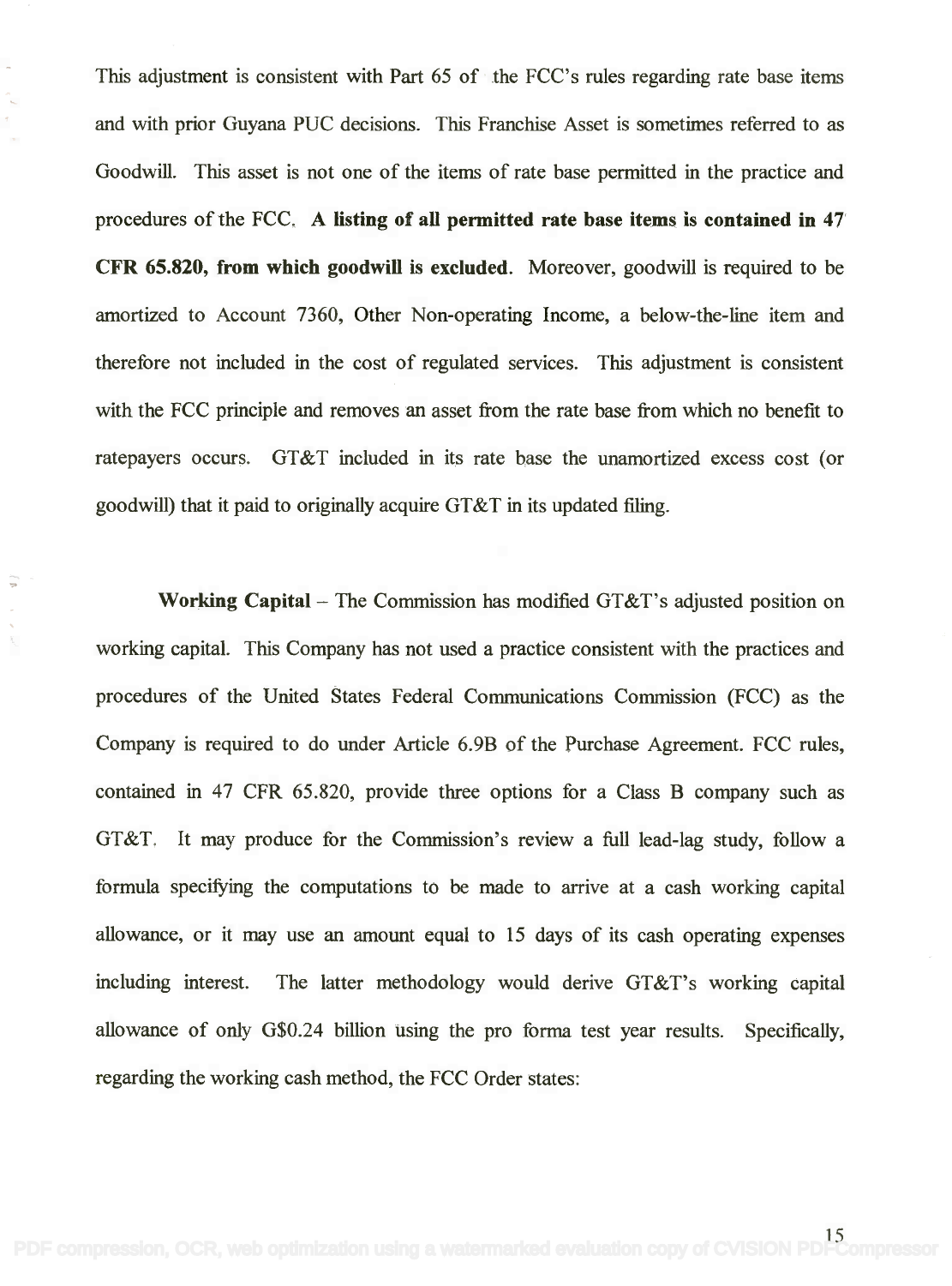This adjustment is consistent with Part 65 of the FCC's rules regarding rate base items and with prior Guyana PUC decisions. This Franchise Asset is sometimes referred to as Goodwill. This asset is not one of the items of rate base permitted in the practice and procedures of the FCC. **A listing of all permitted rate base items is contained in 47 CFR 65.820, from which goodwill is excluded**. Moreover, goodwill is required to be amortized to Account 7360, Other Non-operating Income, a below-the-line item and therefore not included in the cost of regulated services. This adjustment is consistent with the FCC principle and removes an asset from the rate base from which no benefit to ratepayers occurs. GT&T included in its rate base the unamortized excess cost (or goodwill) that it paid to originally acquire GT&T in its updated filing.

**Working Capital** – The Commission has modified GT&T's adjusted position on working capital. This Company has not used a practice consistent with the practices and procedures of the United States Federal Communications Commission (FCC) as the Company is required to do under Article 6.9B of the Purchase Agreement. FCC rules, contained in 47 CFR 65.820, provide three options for a Class B company such as GT&T. It may produce for the Commission's review a full lead-lag study, follow a formula specifying the computations to be made to arrive at a cash working capital allowance, or it may use an amount equal to 15 days of its cash operating expenses including interest. The latter methodology would derive GT&T's working capital allowance of only G$0.24 billion using the pro forma test year results. Specifically, regarding the working cash method, the FCC Order states: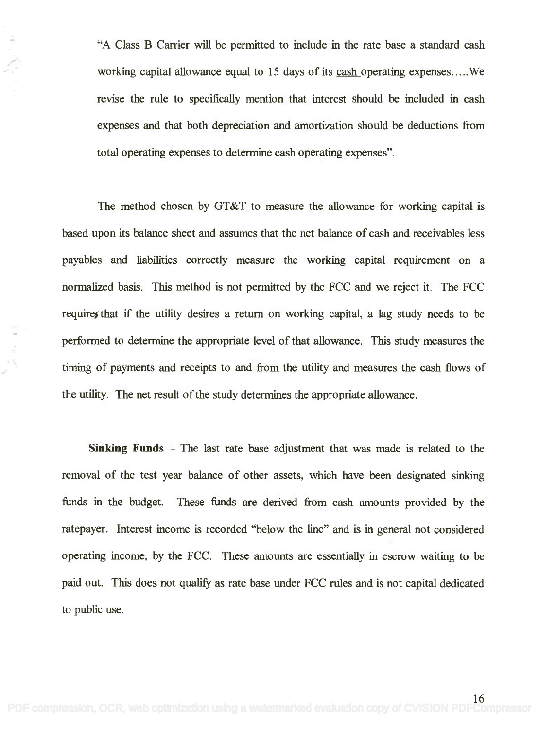"A Class B Carrier will be permitted to include in the rate base a standard cash working capital allowance equal to 15 days of its cash operating expenses.....We revise the rule to specifically mention that interest should be included in cash expenses and that both depreciation and amortization should be deductions from total operating expenses to determine cash operating expenses".

The method chosen by GT&T to measure the allowance for working capital is based upon its balance sheet and assumes that the net balance of cash and receivables less payables and liabilities correctly measure the working capital requirement on a normalized basis. This method is not permitted by the FCC and we reject it. The FCC requires that if the utility desires a return on working capital, a lag study needs to be performed to determine the appropriate level of that allowance. This study measures the timing of payments and receipts to and from the utility and measures the cash flows of the utility. The net result of the study determines the appropriate allowance.

**Sinking Funds** – The last rate base adjustment that was made is related to the removal of the test year balance of other assets, which have been designated sinking funds in the budget. These funds are derived from cash amounts provided by the ratepayer. Interest income is recorded "below the line" and is in general not considered operating income, by the FCC. These amounts are essentially in escrow waiting to be paid out. This does not qualify as rate base under FCC rules and is not capital dedicated to public use.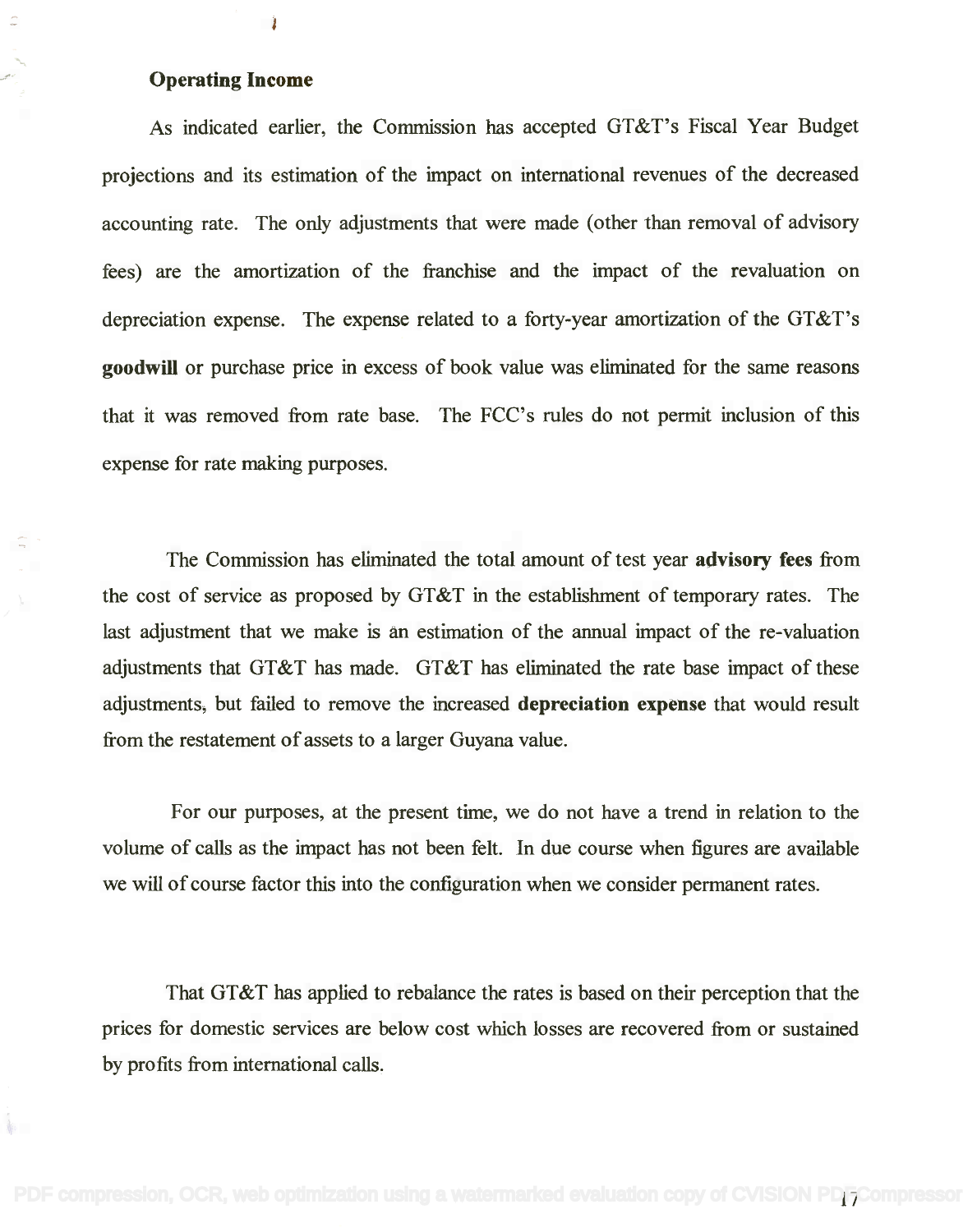### Operating Income

As indicated earlier, the Commission has accepted GT&T's Fiscal Year Budget projections and its estimation of the impact on international revenues of the decreased accounting rate. The only adjustments that were made (other than removal of advisory fees) are the amortization of the franchise and the impact of the revaluation on depreciation expense. The expense related to a forty-year amortization of the GT&T's **goodwill** or purchase price in excess of book value was eliminated for the same reasons that it was removed from rate base. The FCC's rules do not permit inclusion of this expense for rate making purposes.

The Commission has eliminated the total amount of test year **advisory fees** from the cost of service as proposed by GT&T in the establishment of temporary rates. The last adjustment that we make is an estimation of the annual impact of the re-valuation adjustments that GT&T has made. GT&T has eliminated the rate base impact of these adjustments, but failed to remove the increased **depreciation expense** that would result from the restatement of assets to a larger Guyana value.

For our purposes, at the present time, we do not have a trend in relation to the volume of calls as the impact has not been felt. In due course when figures are available we will of course factor this into the configuration when we consider permanent rates.

That GT&T has applied to rebalance the rates is based on their perception that the prices for domestic services are below cost which losses are recovered from or sustained by profits from international calls.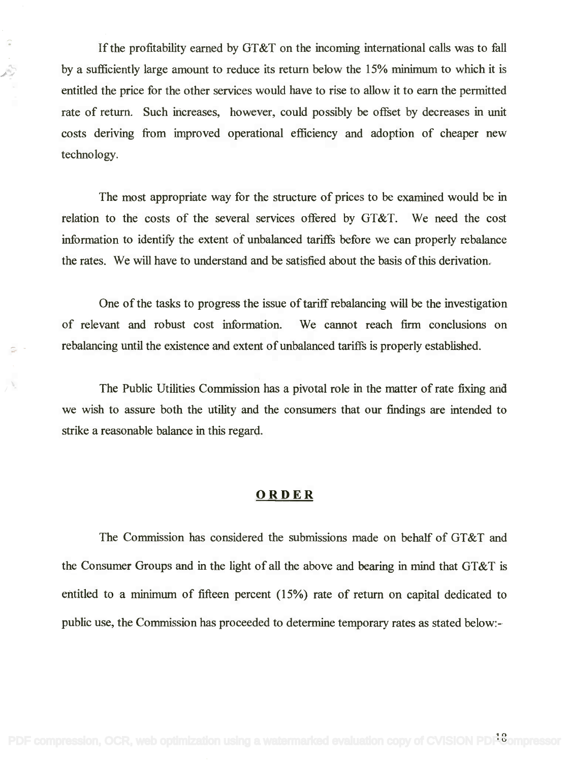If the profitability earned by GT&T on the incoming international calls was to fall by a sufficiently large amount to reduce its return below the 15% minimum to which it is entitled the price for the other services would have to rise to allow it to earn the permitted rate of return. Such increases, however, could possibly be offset by decreases in unit costs deriving from improved operational efficiency and adoption of cheaper new technology.

The most appropriate way for the structure of prices to be examined would be in relation to the costs of the several services offered by GT&T. We need the cost information to identify the extent of unbalanced tariffs before we can properly rebalance the rates. We will have to understand and be satisfied about the basis of this derivation.

One of the tasks to progress the issue of tariff rebalancing will be the investigation of relevant and robust cost information. We cannot reach firm conclusions on rebalancing until the existence and extent of unbalanced tariffs is properly established.

The Public Utilities Commission has a pivotal role in the matter of rate fixing and we wish to assure both the utility and the consumers that our findings are intended to strike a reasonable balance in this regard.

## **ORDER**

The Commission has considered the submissions made on behalf of GT&T and the Consumer Groups and in the light of all the above and bearing in mind that GT&T is entitled to a minimum of fifteen percent (15%) rate of return on capital dedicated to public use, the Commission has proceeded to determine temporary rates as stated below:-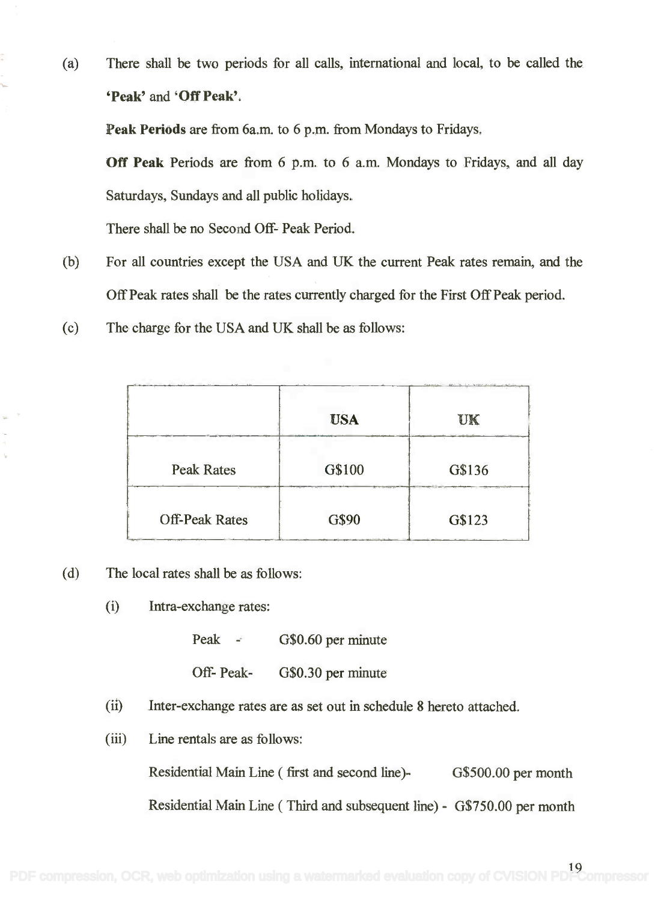(a) There shall be two periods for all calls, international and local, to be called the **'Peak'** and **'Off Peak'**.

**Peak Periods** are from 6a.m. to 6 p.m. from Mondays to Fridays.

**Off Peak** Periods are from 6 p.m. to 6 a.m. Mondays to Fridays, and all day Saturdays, Sundays and all public holidays.

There shall be no Second Off- Peak Period.

(b) For all countries except the USA and UK the current Peak rates remain, and the Off Peak rates shall be the rates currently charged for the First Off Peak period.

(c) The charge for the USA and UK shall be as follows:

| | **USA** | **UK** |
|---|---|---|
| Peak Rates | G$100 | G$136 |
| Off-Peak Rates | G$90 | G$123 |

(d) The local rates shall be as follows:

(i) Intra-exchange rates:

Peak - G$0.60 per minute

Off- Peak- G$0.30 per minute

(ii) Inter-exchange rates are as set out in schedule 8 hereto attached.

(iii) Line rentals are as follows:

Residential Main Line ( first and second line)- G$500.00 per month

Residential Main Line ( Third and subsequent line) - G$750.00 per month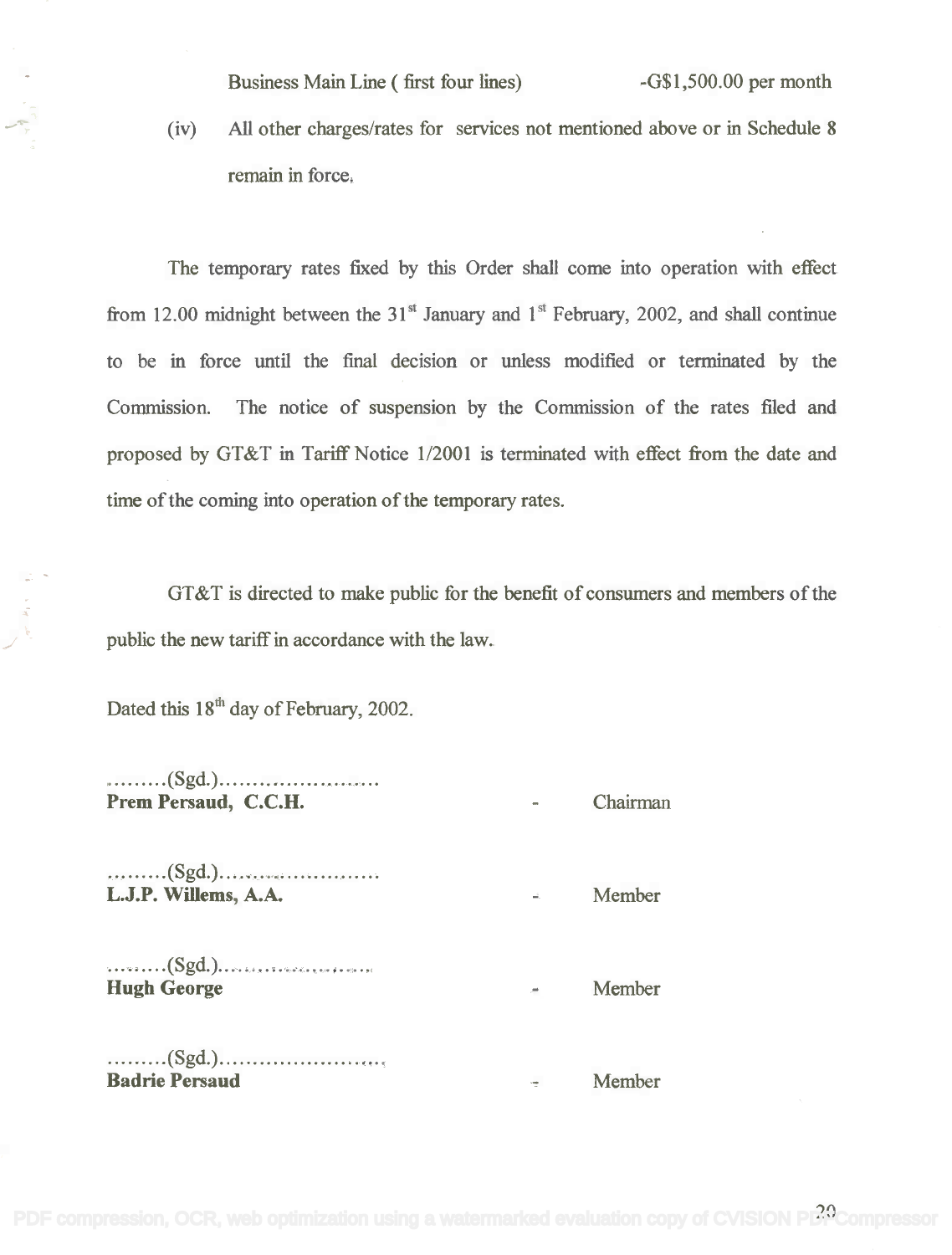Business Main Line ( first four lines) -G$1,500.00 per month

(iv) All other charges/rates for services not mentioned above or in Schedule 8 remain in force.

The temporary rates fixed by this Order shall come into operation with effect from 12.00 midnight between the 31st January and 1st February, 2002, and shall continue to be in force until the final decision or unless modified or terminated by the Commission. The notice of suspension by the Commission of the rates filed and proposed by GT&T in Tariff Notice 1/2001 is terminated with effect from the date and time of the coming into operation of the temporary rates.

GT&T is directed to make public for the benefit of consumers and members of the public the new tariff in accordance with the law.

Dated this 18th day of February, 2002.

.........(Sgd.).......................
**Prem Persaud, C.C.H.** - Chairman

.........(Sgd.).......................
**L.J.P. Willems, A.A.** - Member

.........(Sgd.).......................
**Hugh George** - Member

.........(Sgd.).......................
**Badrie Persaud** - Member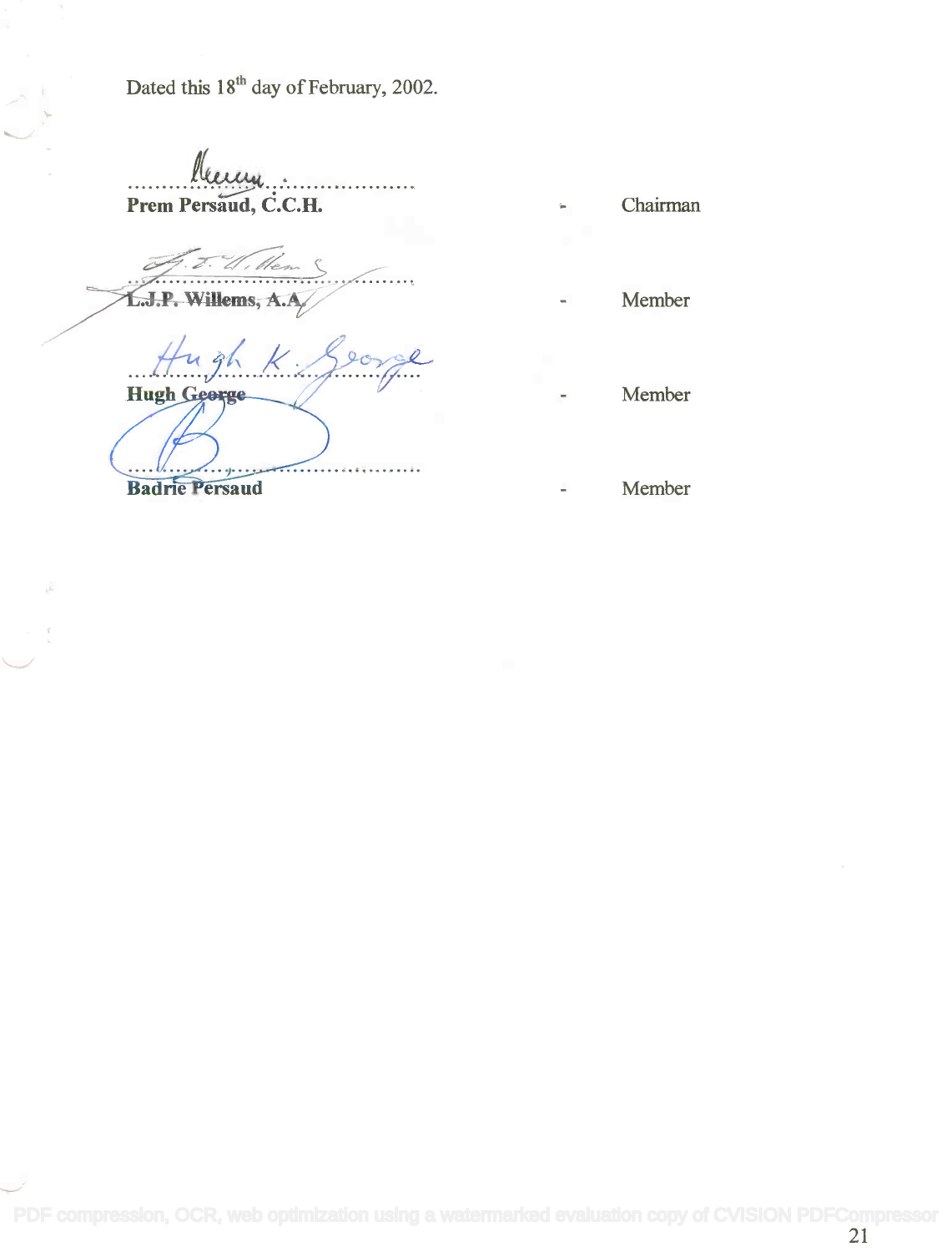Dated this 18th day of February, 2002.

| | | |
|---|---|---|
| **Prem Persaud, C.C.H.** | - | Chairman |
| **L.J.P. Willems, A.A.** | - | Member |
| **Hugh George** | - | Member |
| **Badrie Persaud** | - | Member |

PDF compression, OCR, web optimization using a watermarked evaluation copy of CVISION PDFCompressor